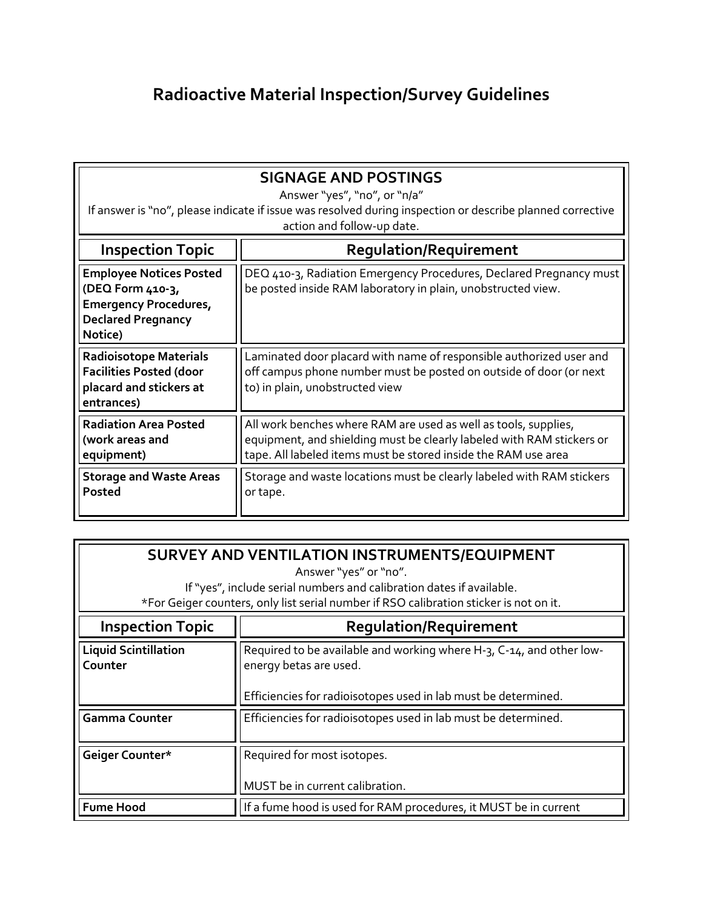# Radioactive Material Inspection/Survey Guidelines

## SIGNAGE AND POSTINGS

Answer "yes", "no", or "n/a"

If answer is "no", please indicate if issue was resolved during inspection or describe planned corrective action and follow-up date.

| Inspection Topic | Regulation/Requirement |
|---|---|
| **Employee Notices Posted (DEQ Form 410-3, Emergency Procedures, Declared Pregnancy Notice)** | DEQ 410-3, Radiation Emergency Procedures, Declared Pregnancy must be posted inside RAM laboratory in plain, unobstructed view. |
| **Radioisotope Materials Facilities Posted (door placard and stickers at entrances)** | Laminated door placard with name of responsible authorized user and off campus phone number must be posted on outside of door (or next to) in plain, unobstructed view |
| **Radiation Area Posted (work areas and equipment)** | All work benches where RAM are used as well as tools, supplies, equipment, and shielding must be clearly labeled with RAM stickers or tape. All labeled items must be stored inside the RAM use area |
| **Storage and Waste Areas Posted** | Storage and waste locations must be clearly labeled with RAM stickers or tape. |

## SURVEY AND VENTILATION INSTRUMENTS/EQUIPMENT

Answer "yes" or "no".

If "yes", include serial numbers and calibration dates if available.

*For Geiger counters, only list serial number if RSO calibration sticker is not on it.

| Inspection Topic | Regulation/Requirement |
|---|---|
| **Liquid Scintillation Counter** | Required to be available and working where H-3, C-14, and other low-energy betas are used.<br><br>Efficiencies for radioisotopes used in lab must be determined. |
| **Gamma Counter** | Efficiencies for radioisotopes used in lab must be determined. |
| **Geiger Counter*** | Required for most isotopes.<br><br>MUST be in current calibration. |
| **Fume Hood** | If a fume hood is used for RAM procedures, it MUST be in current |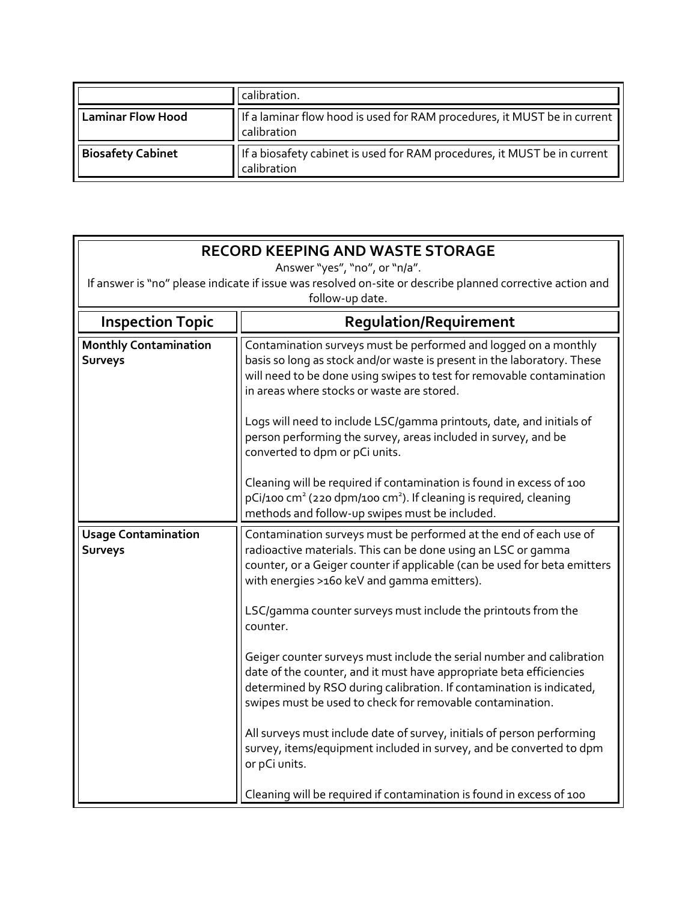| | |
|---|---|
| | calibration. |
| **Laminar Flow Hood** | If a laminar flow hood is used for RAM procedures, it MUST be in current calibration |
| **Biosafety Cabinet** | If a biosafety cabinet is used for RAM procedures, it MUST be in current calibration |

## RECORD KEEPING AND WASTE STORAGE

Answer "yes", "no", or "n/a".

If answer is "no" please indicate if issue was resolved on-site or describe planned corrective action and follow-up date.

| Inspection Topic | Regulation/Requirement |
|---|---|
| **Monthly Contamination Surveys** | Contamination surveys must be performed and logged on a monthly basis so long as stock and/or waste is present in the laboratory. These will need to be done using swipes to test for removable contamination in areas where stocks or waste are stored.<br><br>Logs will need to include LSC/gamma printouts, date, and initials of person performing the survey, areas included in survey, and be converted to dpm or pCi units.<br><br>Cleaning will be required if contamination is found in excess of 100 pCi/100 $cm^2$ (220 dpm/100 $cm^2$). If cleaning is required, cleaning methods and follow-up swipes must be included. |
| **Usage Contamination Surveys** | Contamination surveys must be performed at the end of each use of radioactive materials. This can be done using an LSC or gamma counter, or a Geiger counter if applicable (can be used for beta emitters with energies >160 keV and gamma emitters).<br><br>LSC/gamma counter surveys must include the printouts from the counter.<br><br>Geiger counter surveys must include the serial number and calibration date of the counter, and it must have appropriate beta efficiencies determined by RSO during calibration. If contamination is indicated, swipes must be used to check for removable contamination.<br><br>All surveys must include date of survey, initials of person performing survey, items/equipment included in survey, and be converted to dpm or pCi units.<br><br>Cleaning will be required if contamination is found in excess of 100 |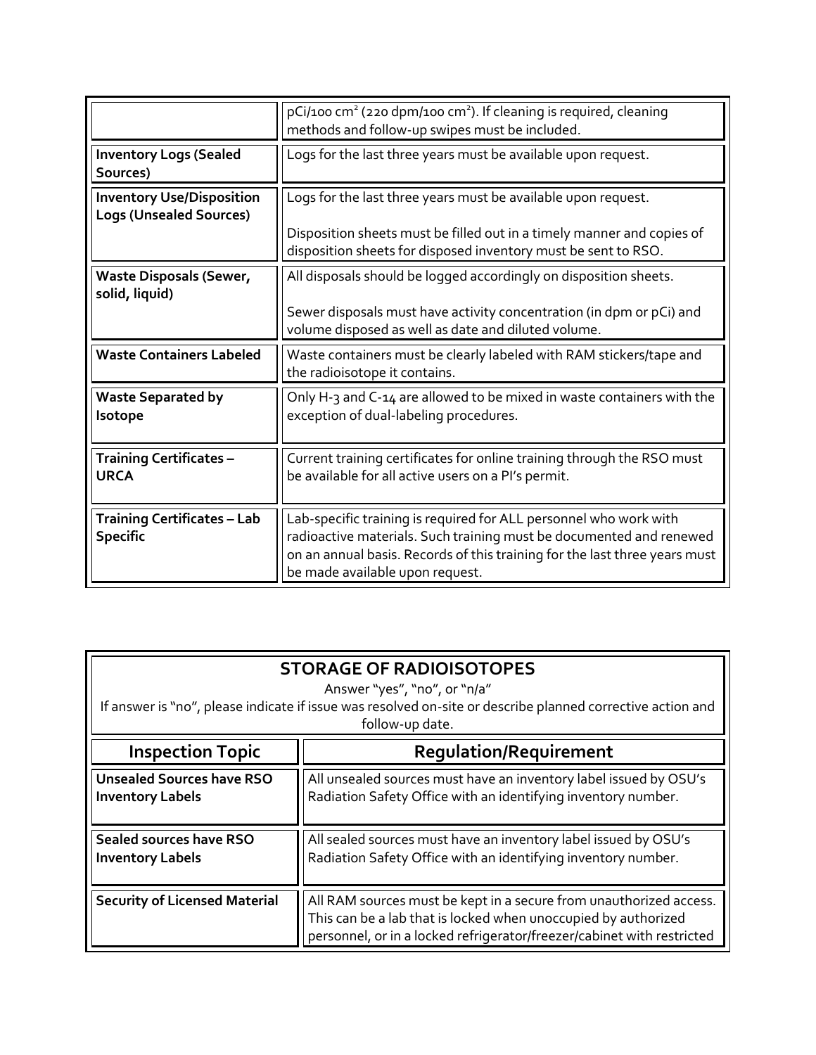| | |
|---|---|
| | pCi/100 $cm^2$ (220 dpm/100 $cm^2$). If cleaning is required, cleaning methods and follow-up swipes must be included. |
| **Inventory Logs (Sealed Sources)** | Logs for the last three years must be available upon request. |
| **Inventory Use/Disposition Logs (Unsealed Sources)** | Logs for the last three years must be available upon request.<br><br>Disposition sheets must be filled out in a timely manner and copies of disposition sheets for disposed inventory must be sent to RSO. |
| **Waste Disposals (Sewer, solid, liquid)** | All disposals should be logged accordingly on disposition sheets.<br><br>Sewer disposals must have activity concentration (in dpm or pCi) and volume disposed as well as date and diluted volume. |
| **Waste Containers Labeled** | Waste containers must be clearly labeled with RAM stickers/tape and the radioisotope it contains. |
| **Waste Separated by Isotope** | Only H-3 and C-14 are allowed to be mixed in waste containers with the exception of dual-labeling procedures. |
| **Training Certificates – URCA** | Current training certificates for online training through the RSO must be available for all active users on a PI's permit. |
| **Training Certificates – Lab Specific** | Lab-specific training is required for ALL personnel who work with radioactive materials. Such training must be documented and renewed on an annual basis. Records of this training for the last three years must be made available upon request. |

## STORAGE OF RADIOISOTOPES

Answer "yes", "no", or "n/a"

If answer is "no", please indicate if issue was resolved on-site or describe planned corrective action and follow-up date.

| Inspection Topic | Regulation/Requirement |
|---|---|
| **Unsealed Sources have RSO Inventory Labels** | All unsealed sources must have an inventory label issued by OSU's Radiation Safety Office with an identifying inventory number. |
| **Sealed sources have RSO Inventory Labels** | All sealed sources must have an inventory label issued by OSU's Radiation Safety Office with an identifying inventory number. |
| **Security of Licensed Material** | All RAM sources must be kept in a secure from unauthorized access. This can be a lab that is locked when unoccupied by authorized personnel, or in a locked refrigerator/freezer/cabinet with restricted |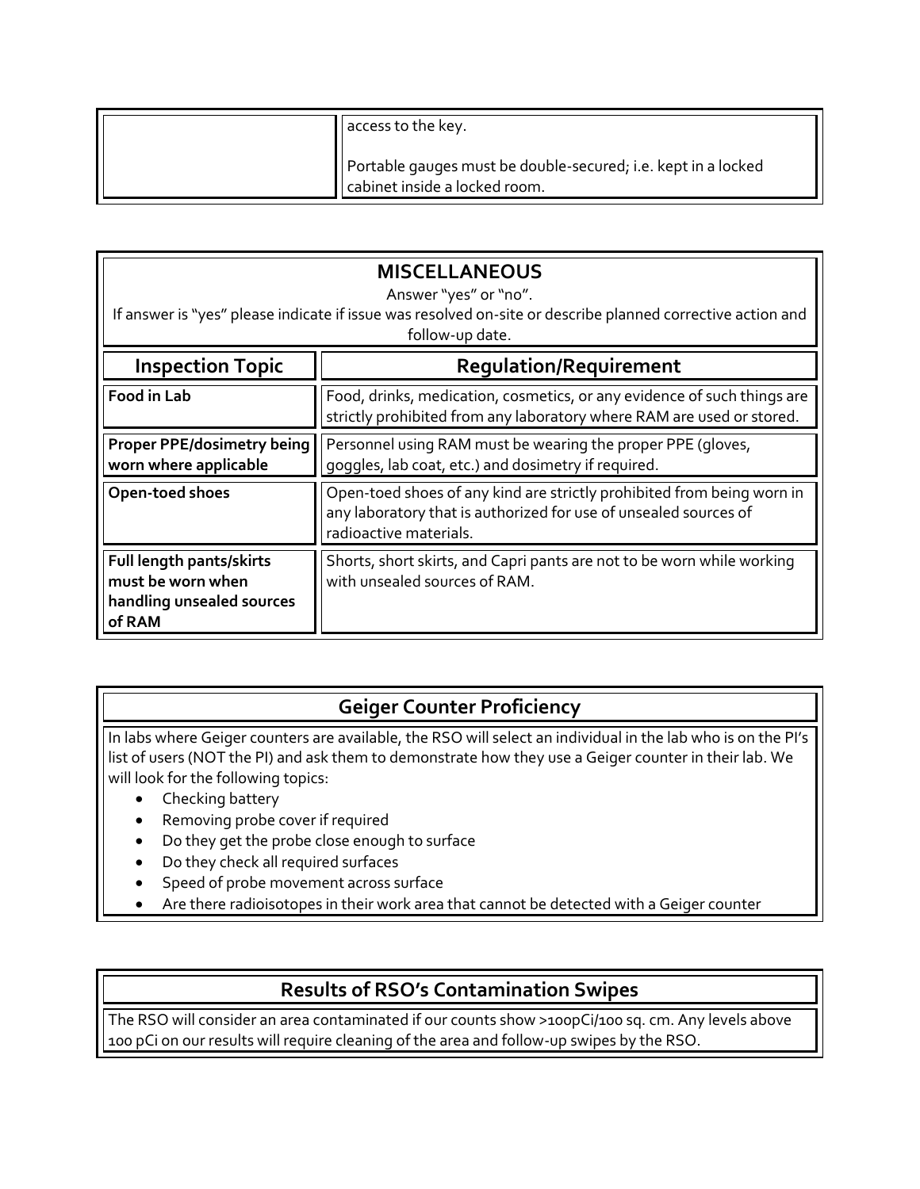| | |
|---|---|
| | access to the key.<br><br>Portable gauges must be double-secured; i.e. kept in a locked cabinet inside a locked room. |

## MISCELLANEOUS

Answer "yes" or "no".

If answer is "yes" please indicate if issue was resolved on-site or describe planned corrective action and follow-up date.

| Inspection Topic | Regulation/Requirement |
|---|---|
| **Food in Lab** | Food, drinks, medication, cosmetics, or any evidence of such things are strictly prohibited from any laboratory where RAM are used or stored. |
| **Proper PPE/dosimetry being worn where applicable** | Personnel using RAM must be wearing the proper PPE (gloves, goggles, lab coat, etc.) and dosimetry if required. |
| **Open-toed shoes** | Open-toed shoes of any kind are strictly prohibited from being worn in any laboratory that is authorized for use of unsealed sources of radioactive materials. |
| **Full length pants/skirts must be worn when handling unsealed sources of RAM** | Shorts, short skirts, and Capri pants are not to be worn while working with unsealed sources of RAM. |

## Geiger Counter Proficiency

In labs where Geiger counters are available, the RSO will select an individual in the lab who is on the PI's list of users (NOT the PI) and ask them to demonstrate how they use a Geiger counter in their lab. We will look for the following topics:

- Checking battery
- Removing probe cover if required
- Do they get the probe close enough to surface
- Do they check all required surfaces
- Speed of probe movement across surface
- Are there radioisotopes in their work area that cannot be detected with a Geiger counter

## Results of RSO's Contamination Swipes

The RSO will consider an area contaminated if our counts show >100pCi/100 sq. cm. Any levels above 100 pCi on our results will require cleaning of the area and follow-up swipes by the RSO.